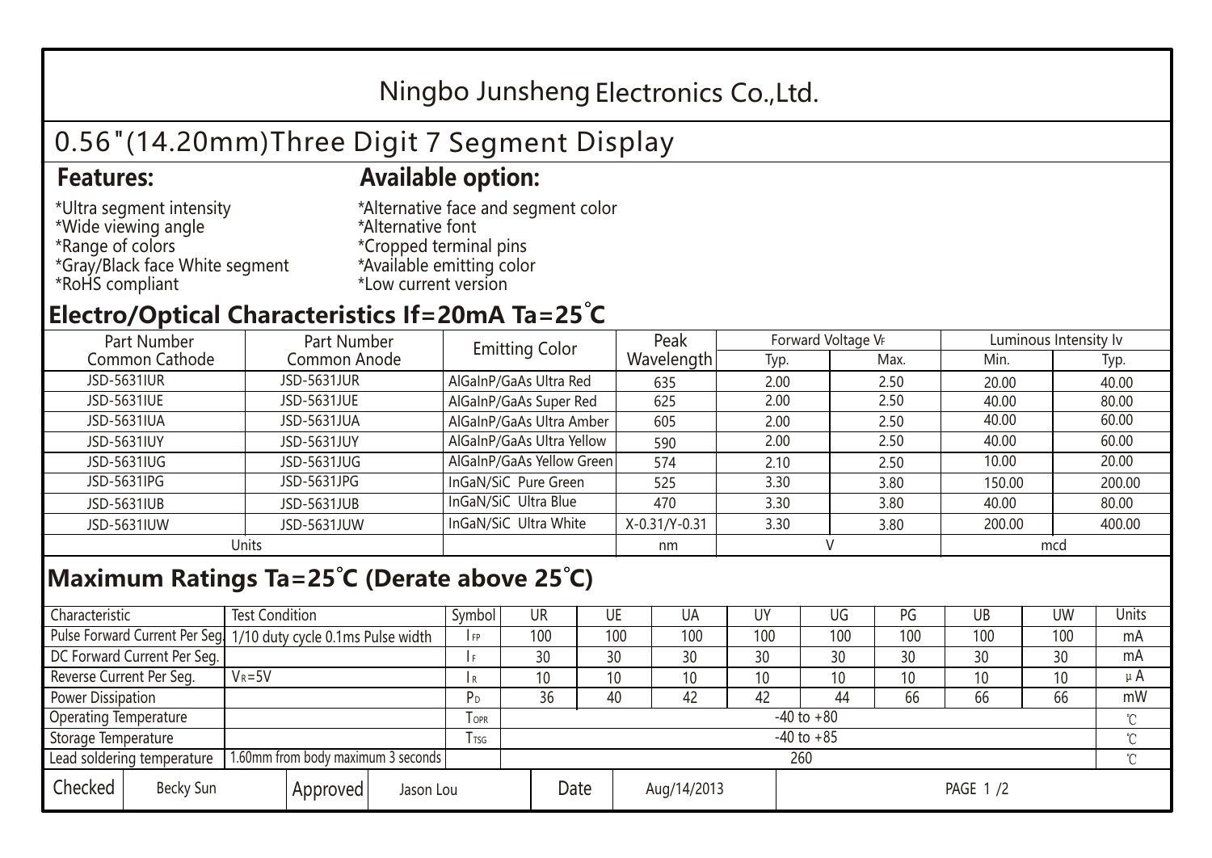# Ningbo Junsheng Electronics Co.,Ltd.

## 0.56"(14.20mm)Three Digit 7 Segment Display

### Features:

*Ultra segment intensity
*Wide viewing angle
*Range of colors
*Gray/Black face White segment
*RoHS compliant

### Available option:

*Alternative face and segment color
*Alternative font
*Cropped terminal pins
*Available emitting color
*Low current version

### Electro/Optical Characteristics If=20mA Ta=25°C

| Part Number Common Cathode | Part Number Common Anode | Emitting Color | Peak Wavelength | Forward Voltage $V_F$ | | Luminous Intensity Iv | |
|---|---|---|---|---|---|---|---|
| | | | | Typ. | Max. | Min. | Typ. |
| JSD-5631IUR | JSD-5631JUR | AlGaInP/GaAs Ultra Red | 635 | 2.00 | 2.50 | 20.00 | 40.00 |
| JSD-5631IUE | JSD-5631JUE | AlGaInP/GaAs Super Red | 625 | 2.00 | 2.50 | 40.00 | 80.00 |
| JSD-5631IUA | JSD-5631JUA | AlGaInP/GaAs Ultra Amber | 605 | 2.00 | 2.50 | 40.00 | 60.00 |
| JSD-5631IUY | JSD-5631JUY | AlGaInP/GaAs Ultra Yellow | 590 | 2.00 | 2.50 | 40.00 | 60.00 |
| JSD-5631IUG | JSD-5631JUG | AlGaInP/GaAs Yellow Green | 574 | 2.10 | 2.50 | 10.00 | 20.00 |
| JSD-5631IPG | JSD-5631JPG | InGaN/SiC Pure Green | 525 | 3.30 | 3.80 | 150.00 | 200.00 |
| JSD-5631IUB | JSD-5631JUB | InGaN/SiC Ultra Blue | 470 | 3.30 | 3.80 | 40.00 | 80.00 |
| JSD-5631IUW | JSD-5631JUW | InGaN/SiC Ultra White | X-0.31/Y-0.31 | 3.30 | 3.80 | 200.00 | 400.00 |
| Units | | | nm | V | | mcd | |

### Maximum Ratings Ta=25°C (Derate above 25°C)

| Characteristic | Test Condition | Symbol | UR | UE | UA | UY | UG | PG | UB | UW | Units |
|---|---|---|---|---|---|---|---|---|---|---|---|
| Pulse Forward Current Per Seg. | 1/10 duty cycle 0.1ms Pulse width | $I_{FP}$ | 100 | 100 | 100 | 100 | 100 | 100 | 100 | 100 | mA |
| DC Forward Current Per Seg. | | $I_F$ | 30 | 30 | 30 | 30 | 30 | 30 | 30 | 30 | mA |
| Reverse Current Per Seg. | $V_R$=5V | $I_R$ | 10 | 10 | 10 | 10 | 10 | 10 | 10 | 10 | μA |
| Power Dissipation | | $P_D$ | 36 | 40 | 42 | 42 | 44 | 66 | 66 | 66 | mW |
| Operating Temperature | | $T_{OPR}$ | -40 to +80 | | | | | | | | ℃ |
| Storage Temperature | | $T_{TSG}$ | -40 to +85 | | | | | | | | ℃ |
| Lead soldering temperature | 1.60mm from body maximum 3 seconds | | 260 | | | | | | | | ℃ |

| Checked | Becky Sun | Approved | Jason Lou | Date | Aug/14/2013 |
|---|---|---|---|---|---|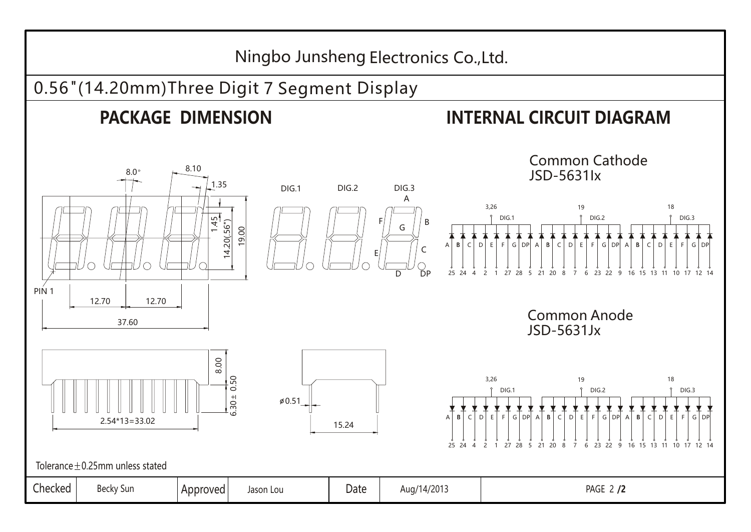Ningbo Junsheng Electronics Co.,Ltd.

0.56"(14.20mm)Three Digit 7 Segment Display

## PACKAGE DIMENSION

8.0°
8.10
1.35
1.45
14.20(.56")
19.00
PIN 1
12.70
12.70
37.60

DIG.1
DIG.2
DIG.3
A
B
C
D
DP
E
F
G

8.00
6.30 ± 0.50
2.54*13=33.02

ø0.51
15.24

Tolerance ± 0.25mm unless stated

## INTERNAL CIRCUIT DIAGRAM

Common Cathode
JSD-5631Ix

3,26
DIG.1
19
DIG.2
18
DIG.3
A B C D E F G DP A B C D E F G DP A B C D E F G DP
25 24 4 2 1 27 28 5 21 20 8 7 6 23 22 9 16 15 13 11 10 17 12 14

Common Anode
JSD-5631Jx

3,26
DIG.1
19
DIG.2
18
DIG.3
A B C D E F G DP A B C D E F G DP A B C D E F G DP
25 24 4 2 1 27 28 5 21 20 8 7 6 23 22 9 16 15 13 11 10 17 12 14

| Checked | Becky Sun | Approved | Jason Lou | Date | Aug/14/2013 |
| --- | --- | --- | --- | --- | --- |